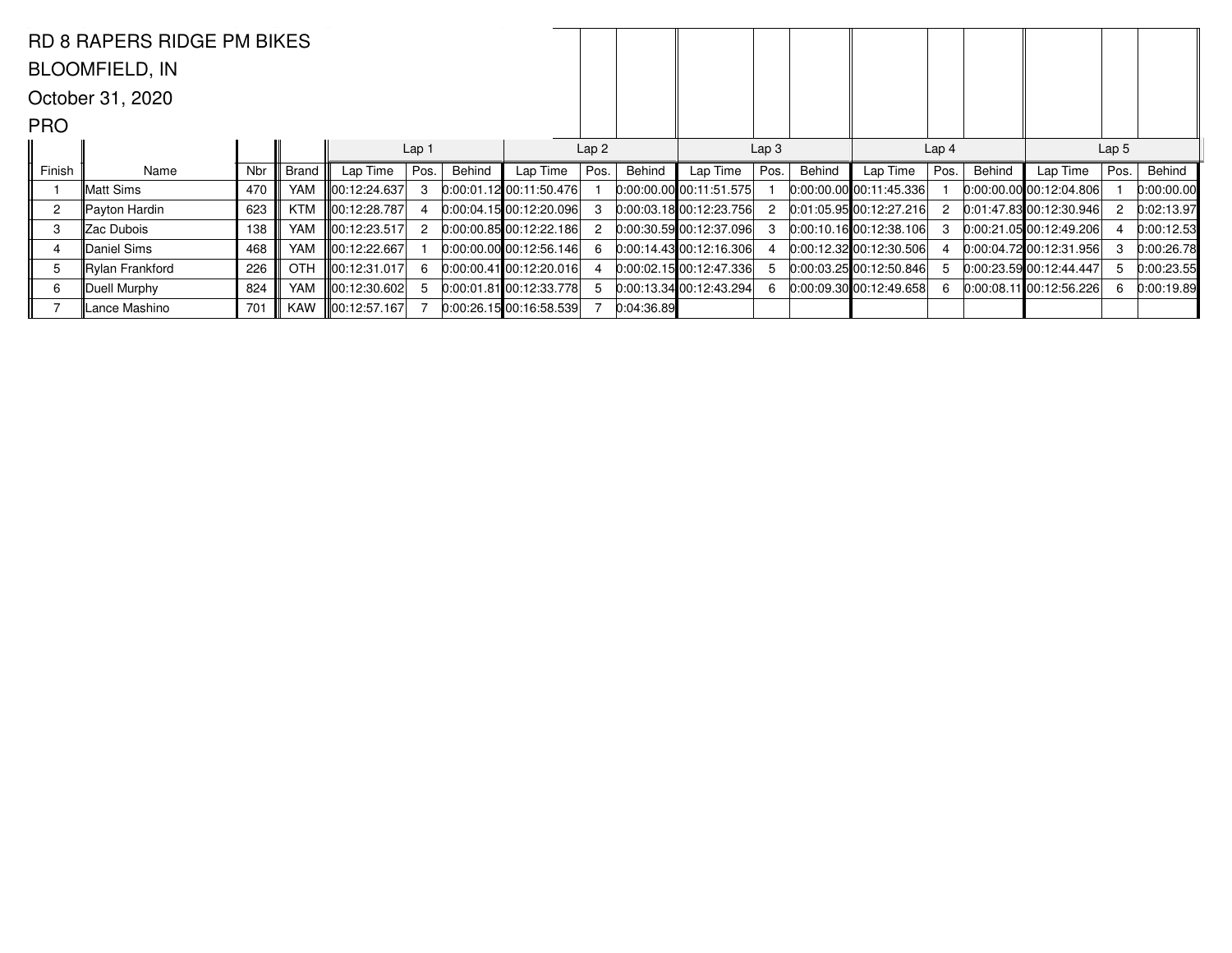RD 8 RAPERS RIDGE PM BIKES

BLOOMFIELD, IN

October 31, 2020

PRO

| | | | | Lap 1 | | | Lap 2 | | | Lap 3 | | | Lap 4 | | | Lap 5 | | |
|---|---|---|---|---|---|---|---|---|---|---|---|---|---|---|---|---|---|---|
| Finish | Name | Nbr | Brand | Lap Time | Pos. | Behind | Lap Time | Pos. | Behind | Lap Time | Pos. | Behind | Lap Time | Pos. | Behind | Lap Time | Pos. | Behind |
| 1 | Matt Sims | 470 | YAM | 00:12:24.637 | 3 | 0:00:01.12 | 00:11:50.476 | 1 | 0:00:00.00 | 00:11:51.575 | 1 | 0:00:00.00 | 00:11:45.336 | 1 | 0:00:00.00 | 00:12:04.806 | 1 | 0:00:00.00 |
| 2 | Payton Hardin | 623 | KTM | 00:12:28.787 | 4 | 0:00:04.15 | 00:12:20.096 | 3 | 0:00:03.18 | 00:12:23.756 | 2 | 0:01:05.95 | 00:12:27.216 | 2 | 0:01:47.83 | 00:12:30.946 | 2 | 0:02:13.97 |
| 3 | Zac Dubois | 138 | YAM | 00:12:23.517 | 2 | 0:00:00.85 | 00:12:22.186 | 2 | 0:00:30.59 | 00:12:37.096 | 3 | 0:00:10.16 | 00:12:38.106 | 3 | 0:00:21.05 | 00:12:49.206 | 4 | 0:00:12.53 |
| 4 | Daniel Sims | 468 | YAM | 00:12:22.667 | 1 | 0:00:00.00 | 00:12:56.146 | 6 | 0:00:14.43 | 00:12:16.306 | 4 | 0:00:12.32 | 00:12:30.506 | 4 | 0:00:04.72 | 00:12:31.956 | 3 | 0:00:26.78 |
| 5 | Rylan Frankford | 226 | OTH | 00:12:31.017 | 6 | 0:00:00.41 | 00:12:20.016 | 4 | 0:00:02.15 | 00:12:47.336 | 5 | 0:00:03.25 | 00:12:50.846 | 5 | 0:00:23.59 | 00:12:44.447 | 5 | 0:00:23.55 |
| 6 | Duell Murphy | 824 | YAM | 00:12:30.602 | 5 | 0:00:01.81 | 00:12:33.778 | 5 | 0:00:13.34 | 00:12:43.294 | 6 | 0:00:09.30 | 00:12:49.658 | 6 | 0:00:08.11 | 00:12:56.226 | 6 | 0:00:19.89 |
| 7 | Lance Mashino | 701 | KAW | 00:12:57.167 | 7 | 0:00:26.15 | 00:16:58.539 | 7 | 0:04:36.89 | | | | | | | | | |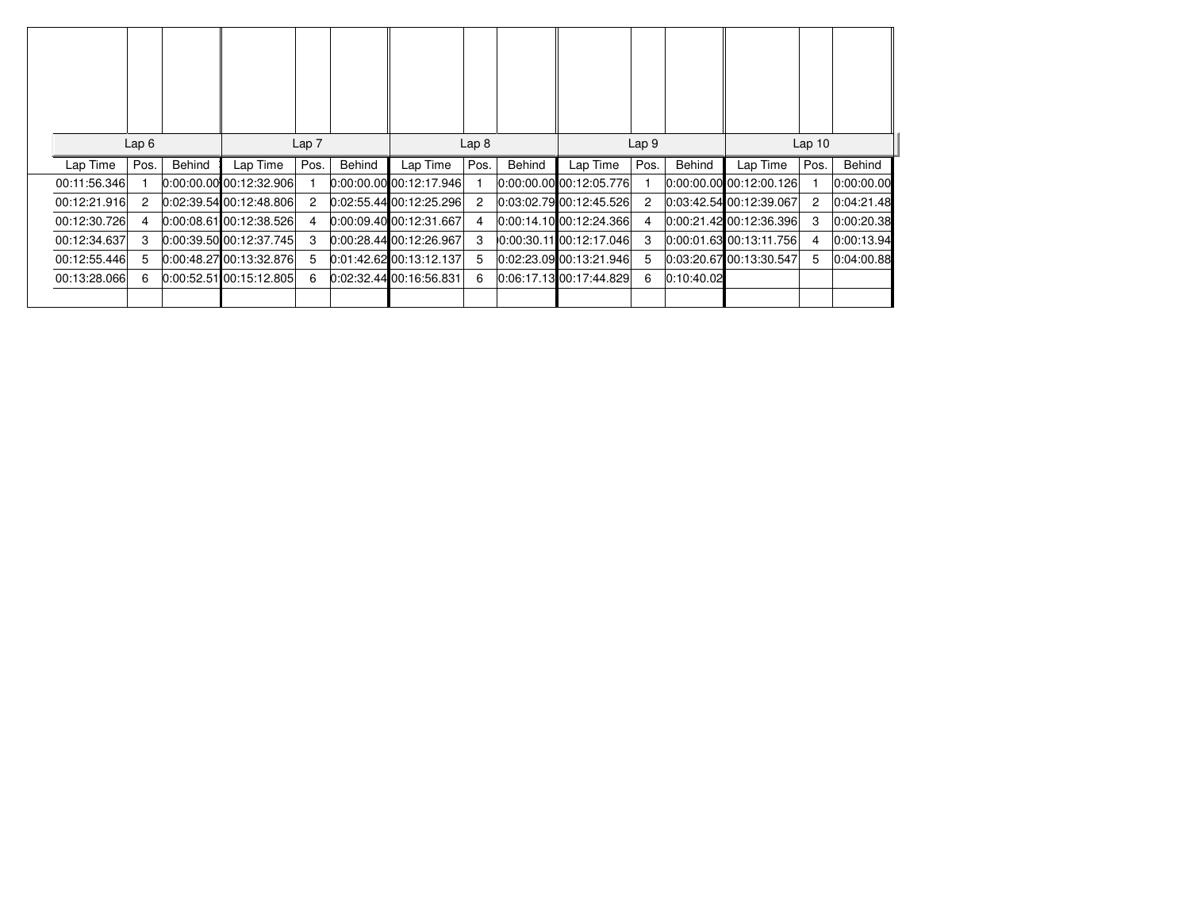| Lap 6 | | | Lap 7 | | | Lap 8 | | | Lap 9 | | | Lap 10 | | |
|---|---|---|---|---|---|---|---|---|---|---|---|---|---|---|
| Lap Time | Pos. | Behind | Lap Time | Pos. | Behind | Lap Time | Pos. | Behind | Lap Time | Pos. | Behind | Lap Time | Pos. | Behind |
| 00:11:56.346 | 1 | 0:00:00.00 | 00:12:32.906 | 1 | 0:00:00.00 | 00:12:17.946 | 1 | 0:00:00.00 | 00:12:05.776 | 1 | 0:00:00.00 | 00:12:00.126 | 1 | 0:00:00.00 |
| 00:12:21.916 | 2 | 0:02:39.54 | 00:12:48.806 | 2 | 0:02:55.44 | 00:12:25.296 | 2 | 0:03:02.79 | 00:12:45.526 | 2 | 0:03:42.54 | 00:12:39.067 | 2 | 0:04:21.48 |
| 00:12:30.726 | 4 | 0:00:08.61 | 00:12:38.526 | 4 | 0:00:09.40 | 00:12:31.667 | 4 | 0:00:14.10 | 00:12:24.366 | 4 | 0:00:21.42 | 00:12:36.396 | 3 | 0:00:20.38 |
| 00:12:34.637 | 3 | 0:00:39.50 | 00:12:37.745 | 3 | 0:00:28.44 | 00:12:26.967 | 3 | 0:00:30.11 | 00:12:17.046 | 3 | 0:00:01.63 | 00:13:11.756 | 4 | 0:00:13.94 |
| 00:12:55.446 | 5 | 0:00:48.27 | 00:13:32.876 | 5 | 0:01:42.62 | 00:13:12.137 | 5 | 0:02:23.09 | 00:13:21.946 | 5 | 0:03:20.67 | 00:13:30.547 | 5 | 0:04:00.88 |
| 00:13:28.066 | 6 | 0:00:52.51 | 00:15:12.805 | 6 | 0:02:32.44 | 00:16:56.831 | 6 | 0:06:17.13 | 00:17:44.829 | 6 | 0:10:40.02 | | | |
| | | | | | | | | | | | | | | |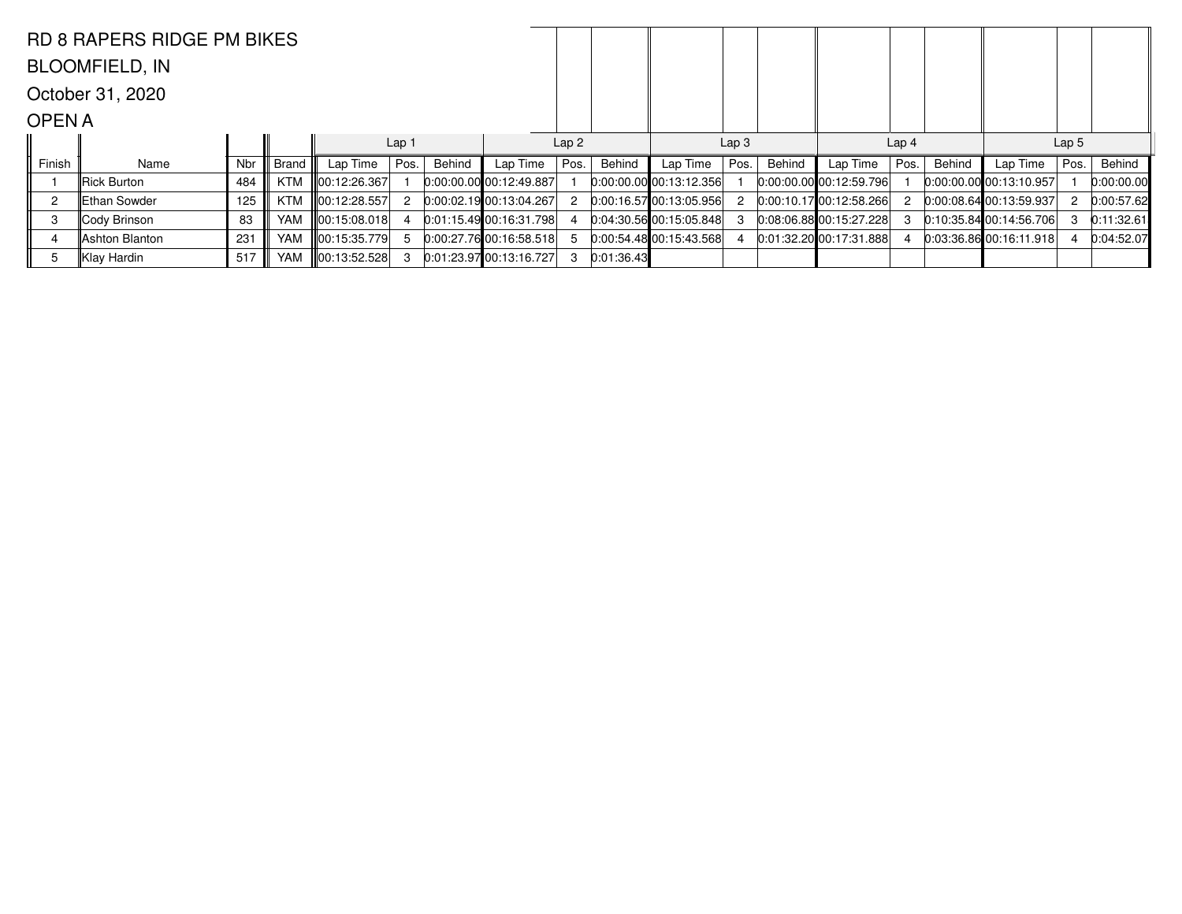RD 8 RAPERS RIDGE PM BIKES

BLOOMFIELD, IN

October 31, 2020

OPEN A

| | | | | Lap 1 | | | Lap 2 | | | Lap 3 | | | Lap 4 | | | Lap 5 | | |
|---|---|---|---|---|---|---|---|---|---|---|---|---|---|---|---|---|---|---|
| Finish | Name | Nbr | Brand | Lap Time | Pos. | Behind | Lap Time | Pos. | Behind | Lap Time | Pos. | Behind | Lap Time | Pos. | Behind | Lap Time | Pos. | Behind |
| 1 | Rick Burton | 484 | KTM | 00:12:26.367 | 1 | 0:00:00.00 | 00:12:49.887 | 1 | 0:00:00.00 | 00:13:12.356 | 1 | 0:00:00.00 | 00:12:59.796 | 1 | 0:00:00.00 | 00:13:10.957 | 1 | 0:00:00.00 |
| 2 | Ethan Sowder | 125 | KTM | 00:12:28.557 | 2 | 0:00:02.19 | 00:13:04.267 | 2 | 0:00:16.57 | 00:13:05.956 | 2 | 0:00:10.17 | 00:12:58.266 | 2 | 0:00:08.64 | 00:13:59.937 | 2 | 0:00:57.62 |
| 3 | Cody Brinson | 83 | YAM | 00:15:08.018 | 4 | 0:01:15.49 | 00:16:31.798 | 4 | 0:04:30.56 | 00:15:05.848 | 3 | 0:08:06.88 | 00:15:27.228 | 3 | 0:10:35.84 | 00:14:56.706 | 3 | 0:11:32.61 |
| 4 | Ashton Blanton | 231 | YAM | 00:15:35.779 | 5 | 0:00:27.76 | 00:16:58.518 | 5 | 0:00:54.48 | 00:15:43.568 | 4 | 0:01:32.20 | 00:17:31.888 | 4 | 0:03:36.86 | 00:16:11.918 | 4 | 0:04:52.07 |
| 5 | Klay Hardin | 517 | YAM | 00:13:52.528 | 3 | 0:01:23.97 | 00:13:16.727 | 3 | 0:01:36.43 | | | | | | | | | |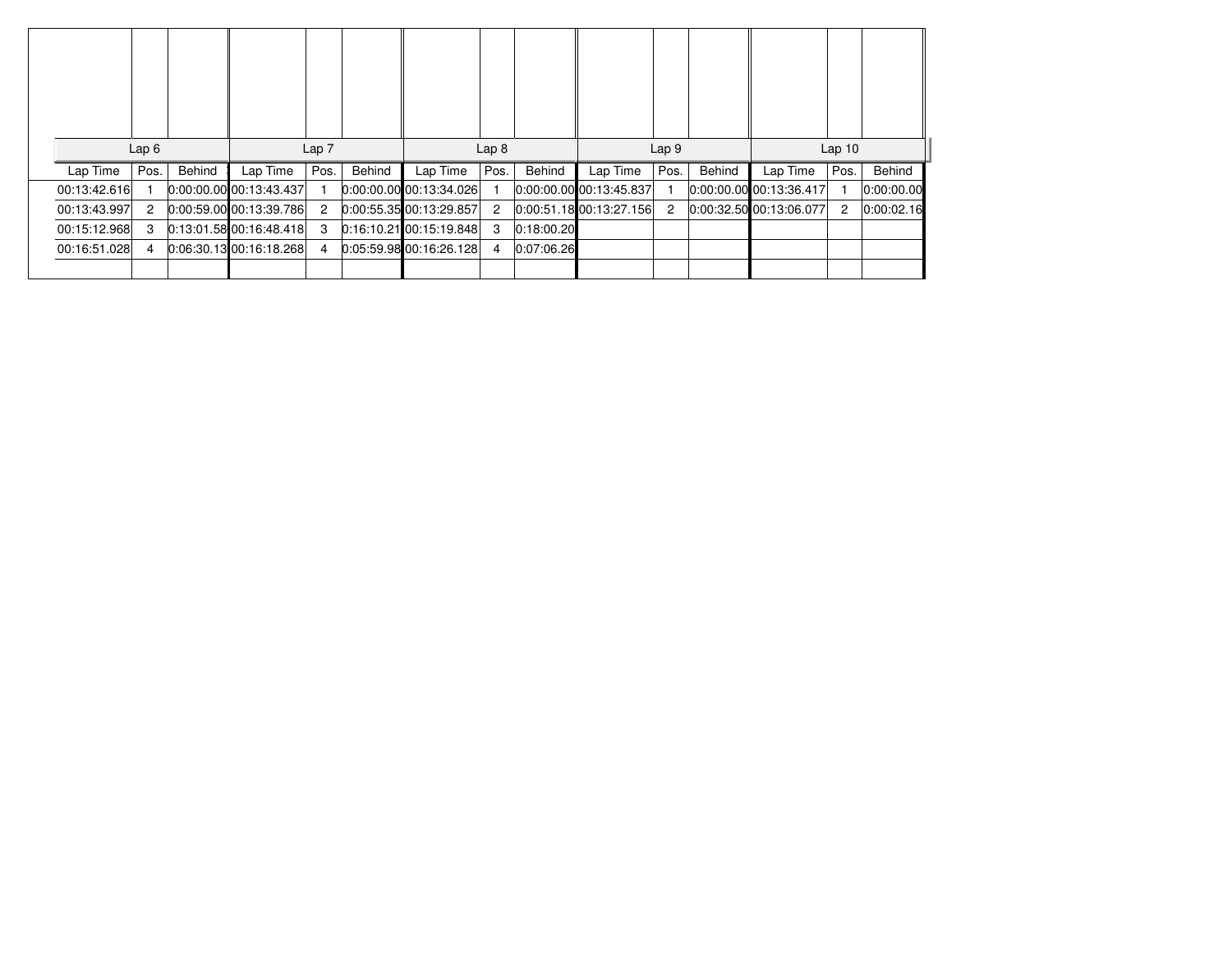| Lap 6 | | | Lap 7 | | | Lap 8 | | | Lap 9 | | | Lap 10 | | |
|---|---|---|---|---|---|---|---|---|---|---|---|---|---|---|
| Lap Time | Pos. | Behind | Lap Time | Pos. | Behind | Lap Time | Pos. | Behind | Lap Time | Pos. | Behind | Lap Time | Pos. | Behind |
| 00:13:42.616 | 1 | 0:00:00.00 | 00:13:43.437 | 1 | 0:00:00.00 | 00:13:34.026 | 1 | 0:00:00.00 | 00:13:45.837 | 1 | 0:00:00.00 | 00:13:36.417 | 1 | 0:00:00.00 |
| 00:13:43.997 | 2 | 0:00:59.00 | 00:13:39.786 | 2 | 0:00:55.35 | 00:13:29.857 | 2 | 0:00:51.18 | 00:13:27.156 | 2 | 0:00:32.50 | 00:13:06.077 | 2 | 0:00:02.16 |
| 00:15:12.968 | 3 | 0:13:01.58 | 00:16:48.418 | 3 | 0:16:10.21 | 00:15:19.848 | 3 | 0:18:00.20 | | | | | | |
| 00:16:51.028 | 4 | 0:06:30.13 | 00:16:18.268 | 4 | 0:05:59.98 | 00:16:26.128 | 4 | 0:07:06.26 | | | | | | |
| | | | | | | | | | | | | | | |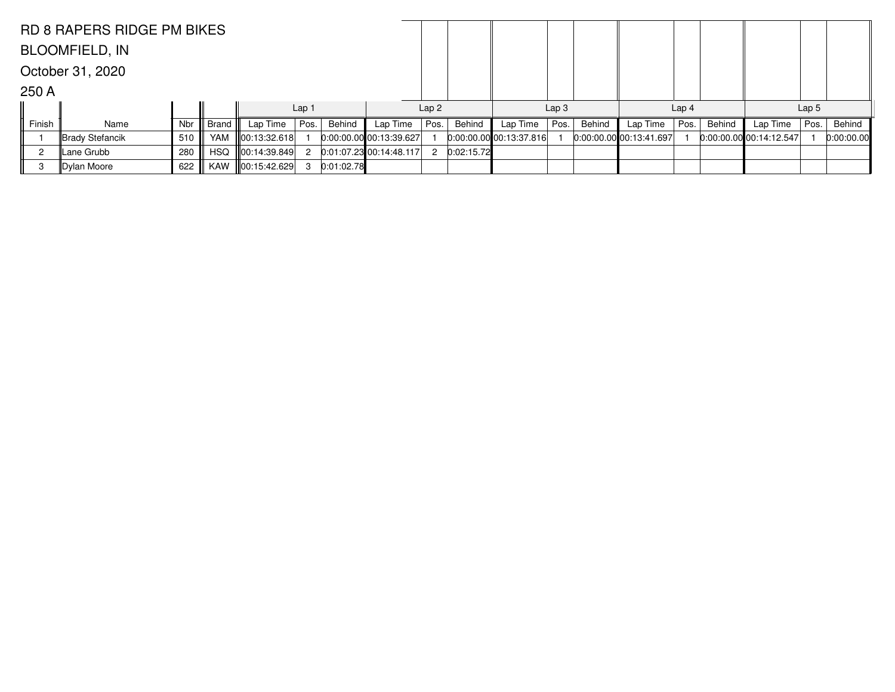RD 8 RAPERS RIDGE PM BIKES

BLOOMFIELD, IN

October 31, 2020

250 A

| | | | | Lap 1 | | | Lap 2 | | | Lap 3 | | | Lap 4 | | | Lap 5 | | |
|---|---|---|---|---|---|---|---|---|---|---|---|---|---|---|---|---|---|---|
| Finish | Name | Nbr | Brand | Lap Time | Pos. | Behind | Lap Time | Pos. | Behind | Lap Time | Pos. | Behind | Lap Time | Pos. | Behind | Lap Time | Pos. | Behind |
| 1 | Brady Stefancik | 510 | YAM | 00:13:32.618 | 1 | 0:00:00.00 | 00:13:39.627 | 1 | 0:00:00.00 | 00:13:37.816 | 1 | 0:00:00.00 | 00:13:41.697 | 1 | 0:00:00.00 | 00:14:12.547 | 1 | 0:00:00.00 |
| 2 | Lane Grubb | 280 | HSQ | 00:14:39.849 | 2 | 0:01:07.23 | 00:14:48.117 | 2 | 0:02:15.72 | | | | | | | | | |
| 3 | Dylan Moore | 622 | KAW | 00:15:42.629 | 3 | 0:01:02.78 | | | | | | | | | | | | |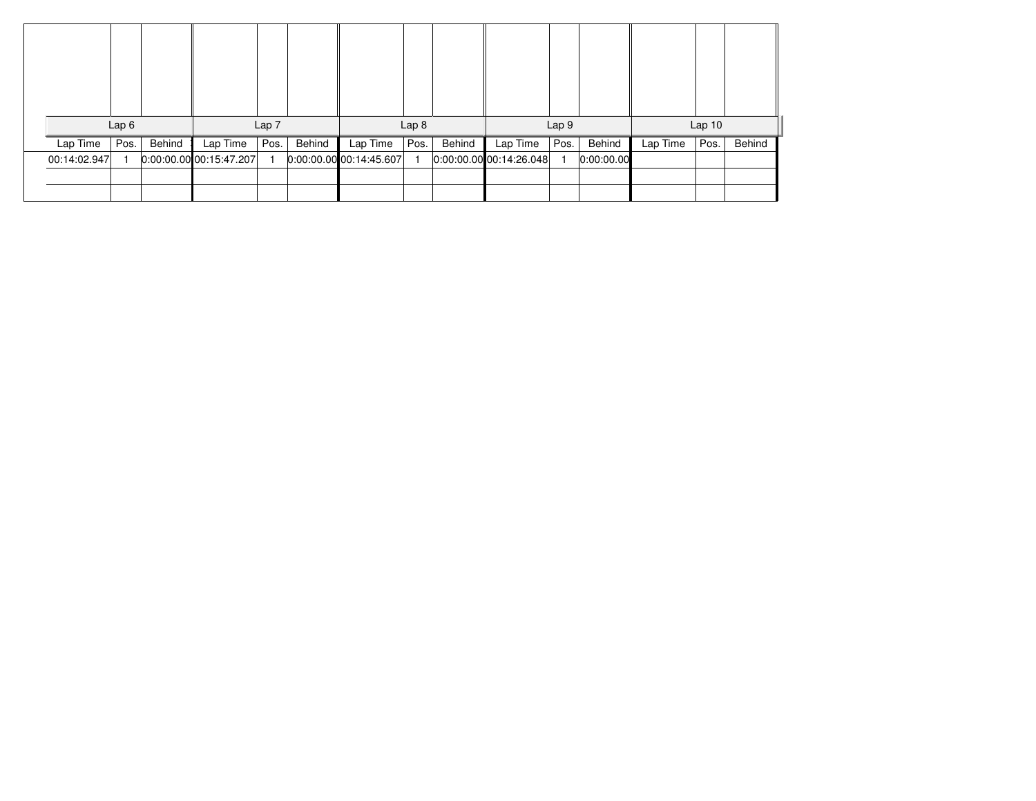| Lap 6 | | | Lap 7 | | | Lap 8 | | | Lap 9 | | | Lap 10 | | |
|---|---|---|---|---|---|---|---|---|---|---|---|---|---|---|
| Lap Time | Pos. | Behind | Lap Time | Pos. | Behind | Lap Time | Pos. | Behind | Lap Time | Pos. | Behind | Lap Time | Pos. | Behind |
| 00:14:02.947 | 1 | 0:00:00.00 | 00:15:47.207 | 1 | 0:00:00.00 | 00:14:45.607 | 1 | 0:00:00.00 | 00:14:26.048 | 1 | 0:00:00.00 | | | |
| | | | | | | | | | | | | | | |
| | | | | | | | | | | | | | | |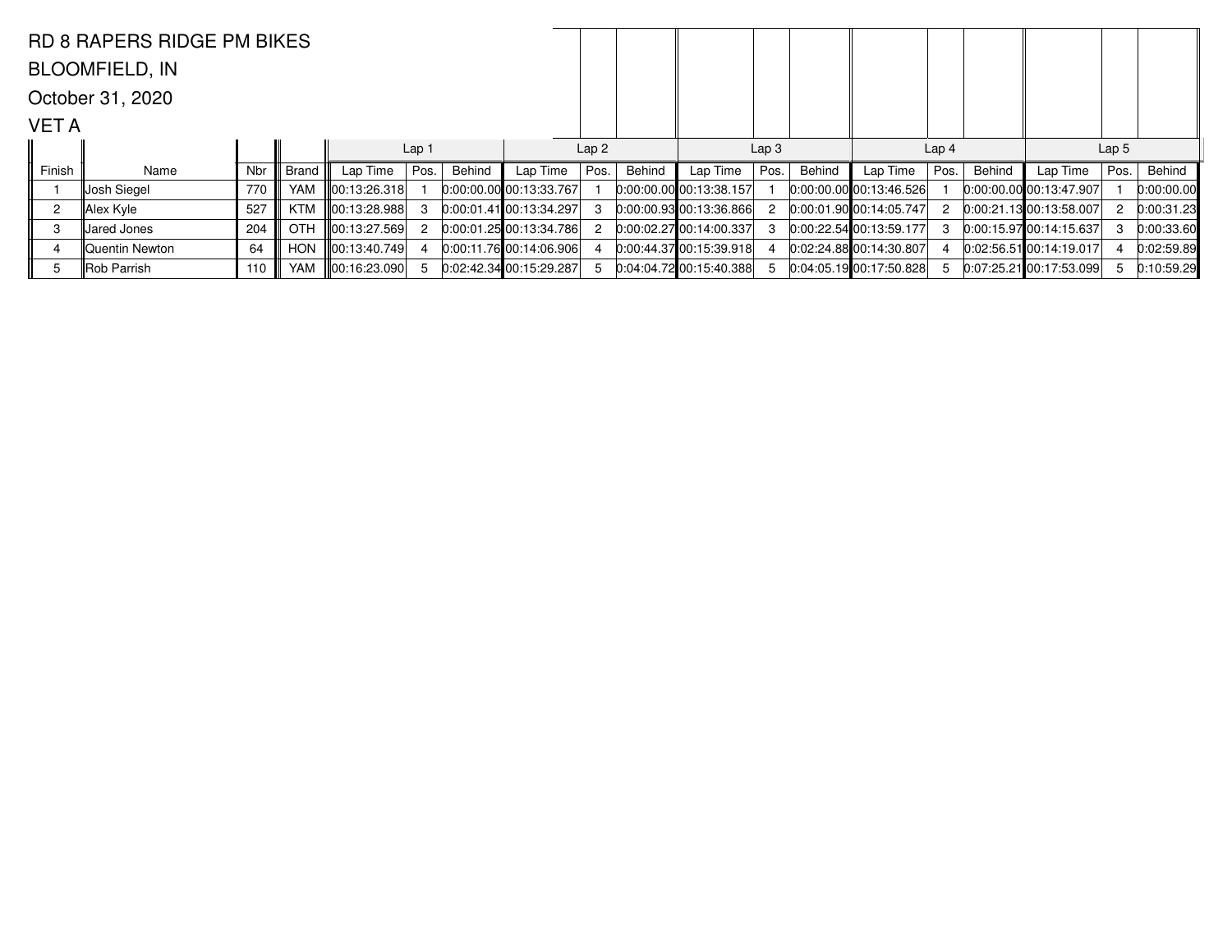RD 8 RAPERS RIDGE PM BIKES

BLOOMFIELD, IN

October 31, 2020

VET A

| | | | | Lap 1 | | | Lap 2 | | | Lap 3 | | | Lap 4 | | | Lap 5 | | |
|---|---|---|---|---|---|---|---|---|---|---|---|---|---|---|---|---|---|---|
| Finish | Name | Nbr | Brand | Lap Time | Pos. | Behind | Lap Time | Pos. | Behind | Lap Time | Pos. | Behind | Lap Time | Pos. | Behind | Lap Time | Pos. | Behind |
| 1 | Josh Siegel | 770 | YAM | 00:13:26.318 | 1 | 0:00:00.00 | 00:13:33.767 | 1 | 0:00:00.00 | 00:13:38.157 | 1 | 0:00:00.00 | 00:13:46.526 | 1 | 0:00:00.00 | 00:13:47.907 | 1 | 0:00:00.00 |
| 2 | Alex Kyle | 527 | KTM | 00:13:28.988 | 3 | 0:00:01.41 | 00:13:34.297 | 3 | 0:00:00.93 | 00:13:36.866 | 2 | 0:00:01.90 | 00:14:05.747 | 2 | 0:00:21.13 | 00:13:58.007 | 2 | 0:00:31.23 |
| 3 | Jared Jones | 204 | OTH | 00:13:27.569 | 2 | 0:00:01.25 | 00:13:34.786 | 2 | 0:00:02.27 | 00:14:00.337 | 3 | 0:00:22.54 | 00:13:59.177 | 3 | 0:00:15.97 | 00:14:15.637 | 3 | 0:00:33.60 |
| 4 | Quentin Newton | 64 | HON | 00:13:40.749 | 4 | 0:00:11.76 | 00:14:06.906 | 4 | 0:00:44.37 | 00:15:39.918 | 4 | 0:02:24.88 | 00:14:30.807 | 4 | 0:02:56.51 | 00:14:19.017 | 4 | 0:02:59.89 |
| 5 | Rob Parrish | 110 | YAM | 00:16:23.090 | 5 | 0:02:42.34 | 00:15:29.287 | 5 | 0:04:04.72 | 00:15:40.388 | 5 | 0:04:05.19 | 00:17:50.828 | 5 | 0:07:25.21 | 00:17:53.099 | 5 | 0:10:59.29 |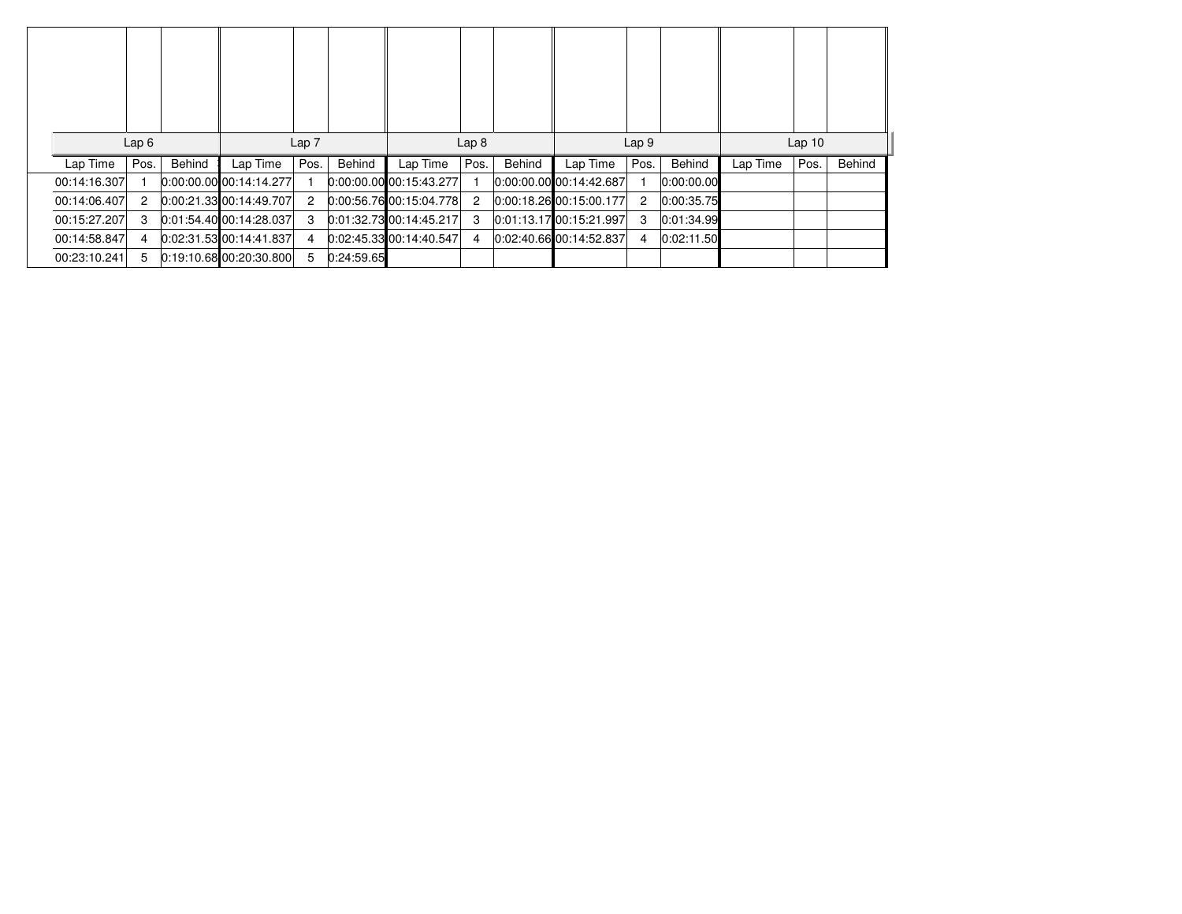| Lap 6 | | | Lap 7 | | | Lap 8 | | | Lap 9 | | | Lap 10 | | |
|---|---|---|---|---|---|---|---|---|---|---|---|---|---|---|
| Lap Time | Pos. | Behind | Lap Time | Pos. | Behind | Lap Time | Pos. | Behind | Lap Time | Pos. | Behind | Lap Time | Pos. | Behind |
| 00:14:16.307 | 1 | 0:00:00.00 | 00:14:14.277 | 1 | 0:00:00.00 | 00:15:43.277 | 1 | 0:00:00.00 | 00:14:42.687 | 1 | 0:00:00.00 | | | |
| 00:14:06.407 | 2 | 0:00:21.33 | 00:14:49.707 | 2 | 0:00:56.76 | 00:15:04.778 | 2 | 0:00:18.26 | 00:15:00.177 | 2 | 0:00:35.75 | | | |
| 00:15:27.207 | 3 | 0:01:54.40 | 00:14:28.037 | 3 | 0:01:32.73 | 00:14:45.217 | 3 | 0:01:13.17 | 00:15:21.997 | 3 | 0:01:34.99 | | | |
| 00:14:58.847 | 4 | 0:02:31.53 | 00:14:41.837 | 4 | 0:02:45.33 | 00:14:40.547 | 4 | 0:02:40.66 | 00:14:52.837 | 4 | 0:02:11.50 | | | |
| 00:23:10.241 | 5 | 0:19:10.68 | 00:20:30.800 | 5 | 0:24:59.65 | | | | | | | | | |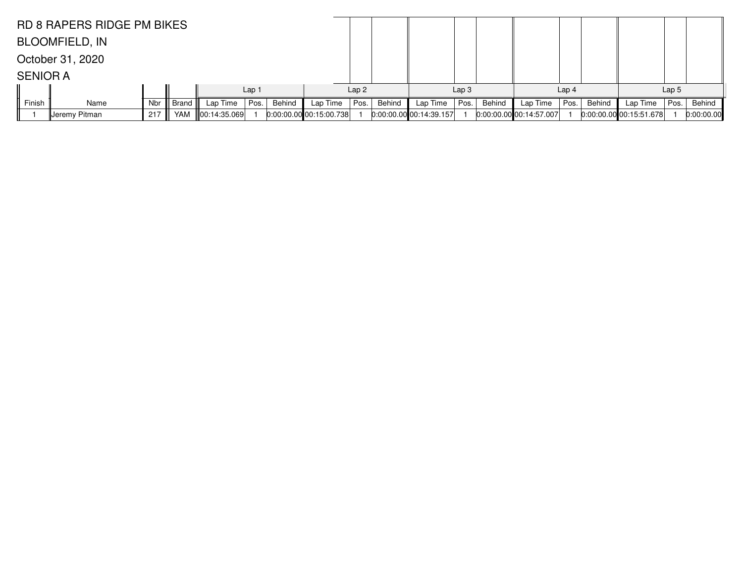RD 8 RAPERS RIDGE PM BIKES

BLOOMFIELD, IN

October 31, 2020

SENIOR A

| | | | | Lap 1 | | | Lap 2 | | | Lap 3 | | | Lap 4 | | | Lap 5 | | |
|---|---|---|---|---|---|---|---|---|---|---|---|---|---|---|---|---|---|---|
| Finish | Name | Nbr | Brand | Lap Time | Pos. | Behind | Lap Time | Pos. | Behind | Lap Time | Pos. | Behind | Lap Time | Pos. | Behind | Lap Time | Pos. | Behind |
| 1 | Jeremy Pitman | 217 | YAM | 00:14:35.069 | 1 | 0:00:00.00 | 00:15:00.738 | 1 | 0:00:00.00 | 00:14:39.157 | 1 | 0:00:00.00 | 00:14:57.007 | 1 | 0:00:00.00 | 00:15:51.678 | 1 | 0:00:00.00 |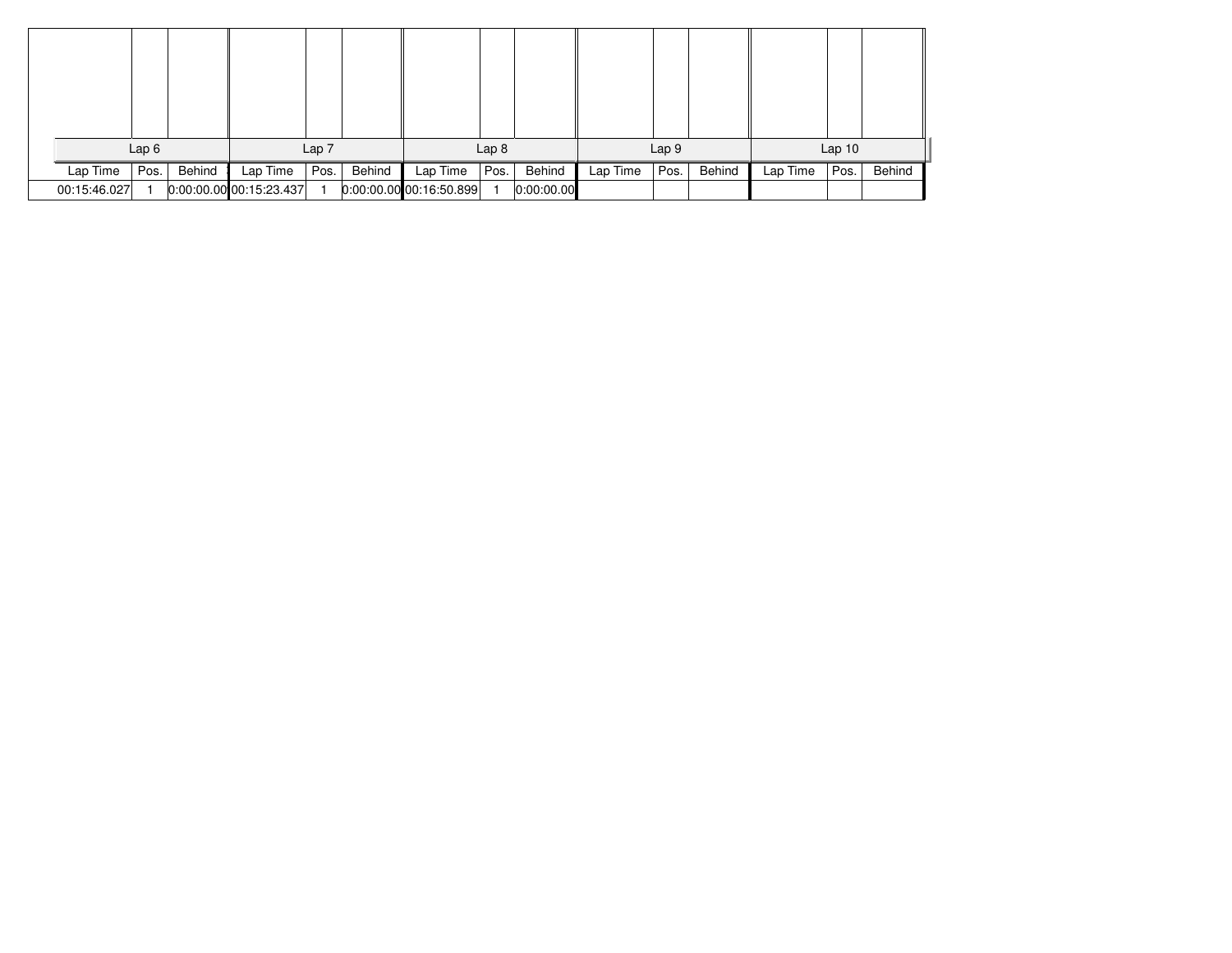| Lap 6 | | | Lap 7 | | | Lap 8 | | | Lap 9 | | | Lap 10 | | |
|---|---|---|---|---|---|---|---|---|---|---|---|---|---|---|
| Lap Time | Pos. | Behind | Lap Time | Pos. | Behind | Lap Time | Pos. | Behind | Lap Time | Pos. | Behind | Lap Time | Pos. | Behind |
| 00:15:46.027 | 1 | 0:00:00.00 | 00:15:23.437 | 1 | 0:00:00.00 | 00:16:50.899 | 1 | 0:00:00.00 | | | | | | |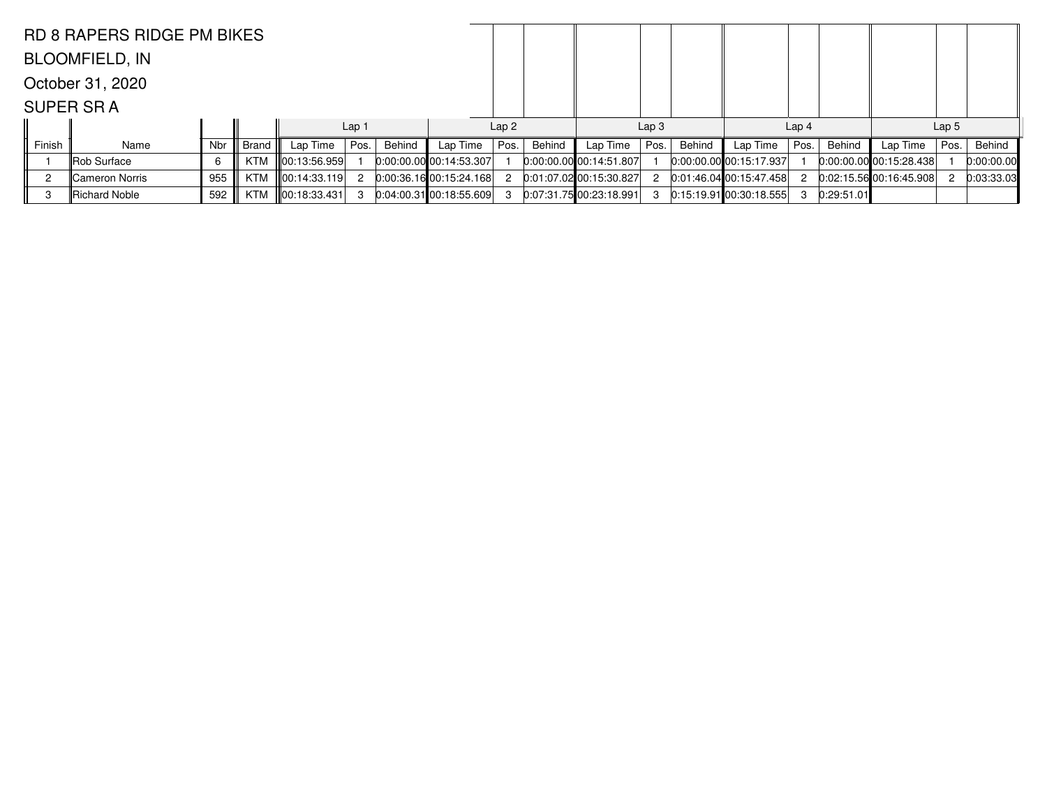RD 8 RAPERS RIDGE PM BIKES

BLOOMFIELD, IN

October 31, 2020

SUPER SR A

| | | | | Lap 1 | | | Lap 2 | | | Lap 3 | | | Lap 4 | | | Lap 5 | | |
|---|---|---|---|---|---|---|---|---|---|---|---|---|---|---|---|---|---|---|
| Finish | Name | Nbr | Brand | Lap Time | Pos. | Behind | Lap Time | Pos. | Behind | Lap Time | Pos. | Behind | Lap Time | Pos. | Behind | Lap Time | Pos. | Behind |
| 1 | Rob Surface | 6 | KTM | 00:13:56.959 | 1 | 0:00:00.00 | 00:14:53.307 | 1 | 0:00:00.00 | 00:14:51.807 | 1 | 0:00:00.00 | 00:15:17.937 | 1 | 0:00:00.00 | 00:15:28.438 | 1 | 0:00:00.00 |
| 2 | Cameron Norris | 955 | KTM | 00:14:33.119 | 2 | 0:00:36.16 | 00:15:24.168 | 2 | 0:01:07.02 | 00:15:30.827 | 2 | 0:01:46.04 | 00:15:47.458 | 2 | 0:02:15.56 | 00:16:45.908 | 2 | 0:03:33.03 |
| 3 | Richard Noble | 592 | KTM | 00:18:33.431 | 3 | 0:04:00.31 | 00:18:55.609 | 3 | 0:07:31.75 | 00:23:18.991 | 3 | 0:15:19.91 | 00:30:18.555 | 3 | 0:29:51.01 | | | |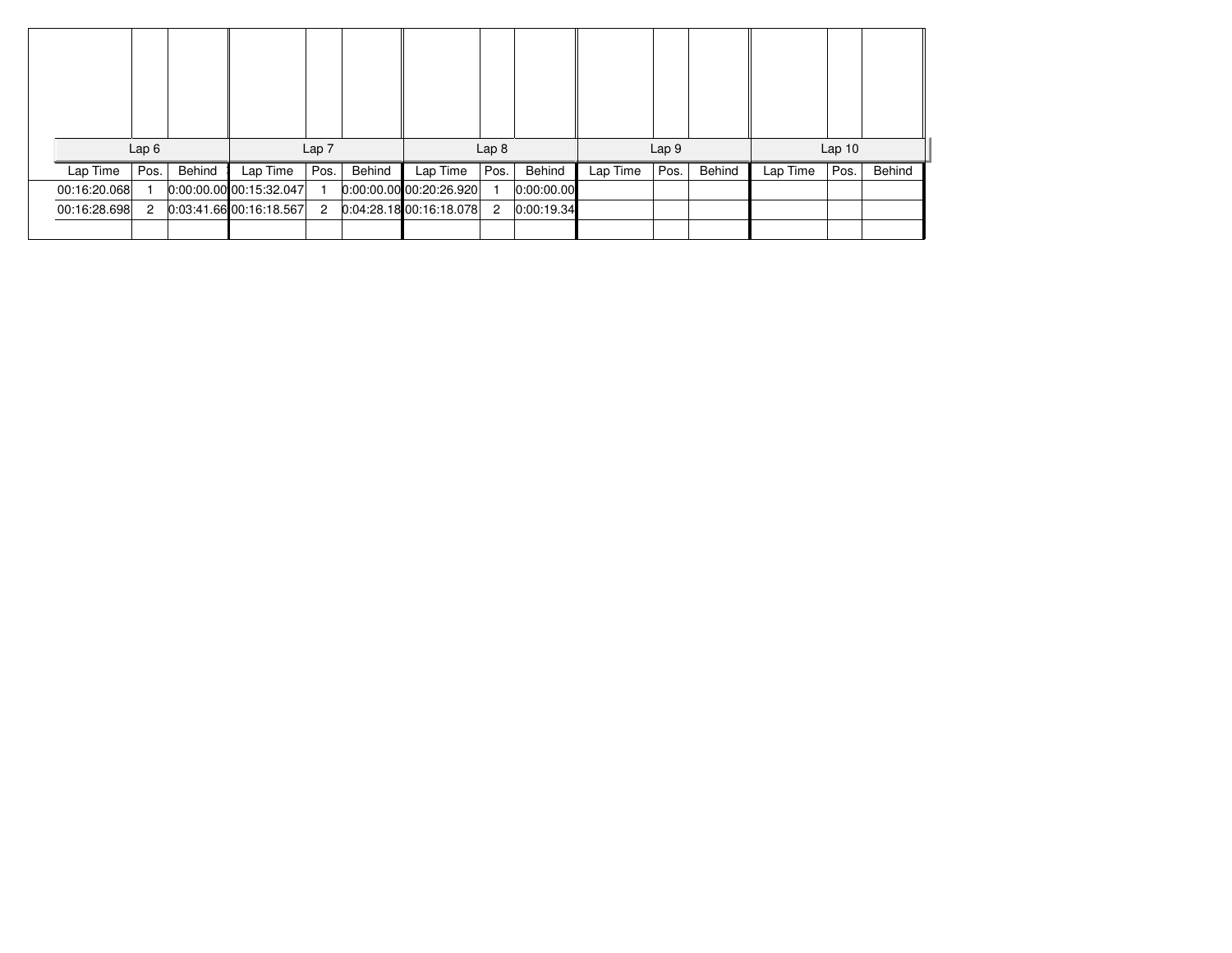| Lap 6 | | | Lap 7 | | | Lap 8 | | | Lap 9 | | | Lap 10 | | |
|---|---|---|---|---|---|---|---|---|---|---|---|---|---|---|
| Lap Time | Pos. | Behind | Lap Time | Pos. | Behind | Lap Time | Pos. | Behind | Lap Time | Pos. | Behind | Lap Time | Pos. | Behind |
| 00:16:20.068 | 1 | 0:00:00.00 | 00:15:32.047 | 1 | 0:00:00.00 | 00:20:26.920 | 1 | 0:00:00.00 | | | | | | |
| 00:16:28.698 | 2 | 0:03:41.66 | 00:16:18.567 | 2 | 0:04:28.18 | 00:16:18.078 | 2 | 0:00:19.34 | | | | | | |
| | | | | | | | | | | | | | | |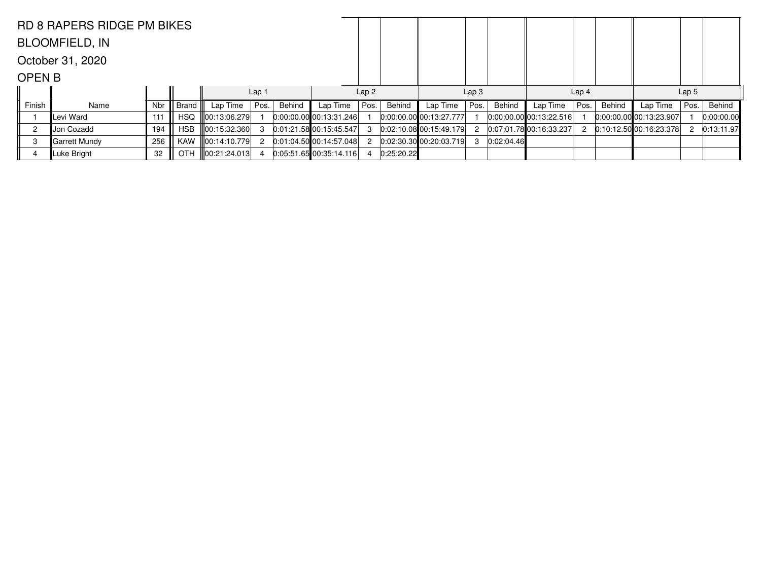RD 8 RAPERS RIDGE PM BIKES

BLOOMFIELD, IN

October 31, 2020

OPEN B

| | | | | Lap 1 | | | Lap 2 | | | Lap 3 | | | Lap 4 | | | Lap 5 | | |
|---|---|---|---|---|---|---|---|---|---|---|---|---|---|---|---|---|---|---|
| Finish | Name | Nbr | Brand | Lap Time | Pos. | Behind | Lap Time | Pos. | Behind | Lap Time | Pos. | Behind | Lap Time | Pos. | Behind | Lap Time | Pos. | Behind |
| 1 | Levi Ward | 111 | HSQ | 00:13:06.279 | 1 | 0:00:00.00 | 00:13:31.246 | 1 | 0:00:00.00 | 00:13:27.777 | 1 | 0:00:00.00 | 00:13:22.516 | 1 | 0:00:00.00 | 00:13:23.907 | 1 | 0:00:00.00 |
| 2 | Jon Cozadd | 194 | HSB | 00:15:32.360 | 3 | 0:01:21.58 | 00:15:45.547 | 3 | 0:02:10.08 | 00:15:49.179 | 2 | 0:07:01.78 | 00:16:33.237 | 2 | 0:10:12.50 | 00:16:23.378 | 2 | 0:13:11.97 |
| 3 | Garrett Mundy | 256 | KAW | 00:14:10.779 | 2 | 0:01:04.50 | 00:14:57.048 | 2 | 0:02:30.30 | 00:20:03.719 | 3 | 0:02:04.46 | | | | | | |
| 4 | Luke Bright | 32 | OTH | 00:21:24.013 | 4 | 0:05:51.65 | 00:35:14.116 | 4 | 0:25:20.22 | | | | | | | | | |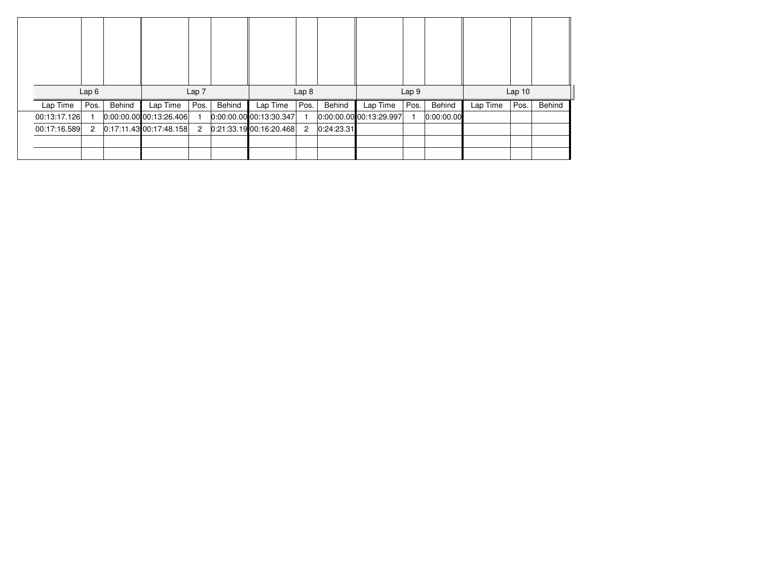| Lap 6 | | | Lap 7 | | | Lap 8 | | | Lap 9 | | | Lap 10 | | |
|---|---|---|---|---|---|---|---|---|---|---|---|---|---|---|
| Lap Time | Pos. | Behind | Lap Time | Pos. | Behind | Lap Time | Pos. | Behind | Lap Time | Pos. | Behind | Lap Time | Pos. | Behind |
| 00:13:17.126 | 1 | 0:00:00.00 | 00:13:26.406 | 1 | 0:00:00.00 | 00:13:30.347 | 1 | 0:00:00.00 | 00:13:29.997 | 1 | 0:00:00.00 | | | |
| 00:17:16.589 | 2 | 0:17:11.43 | 00:17:48.158 | 2 | 0:21:33.19 | 00:16:20.468 | 2 | 0:24:23.31 | | | | | | |
| | | | | | | | | | | | | | | |
| | | | | | | | | | | | | | | |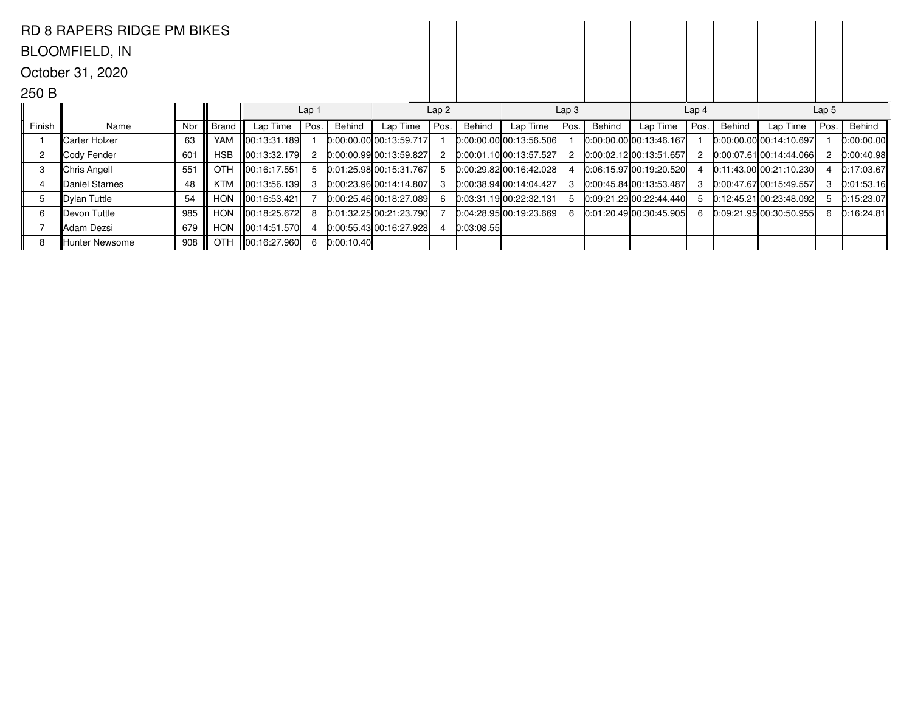RD 8 RAPERS RIDGE PM BIKES

BLOOMFIELD, IN

October 31, 2020

250 B

| | | | | Lap 1 | | | Lap 2 | | | Lap 3 | | | Lap 4 | | | Lap 5 | | |
|---|---|---|---|---|---|---|---|---|---|---|---|---|---|---|---|---|---|---|
| Finish | Name | Nbr | Brand | Lap Time | Pos. | Behind | Lap Time | Pos. | Behind | Lap Time | Pos. | Behind | Lap Time | Pos. | Behind | Lap Time | Pos. | Behind |
| 1 | Carter Holzer | 63 | YAM | 00:13:31.189 | 1 | 0:00:00.00 | 00:13:59.717 | 1 | 0:00:00.00 | 00:13:56.506 | 1 | 0:00:00.00 | 00:13:46.167 | 1 | 0:00:00.00 | 00:14:10.697 | 1 | 0:00:00.00 |
| 2 | Cody Fender | 601 | HSB | 00:13:32.179 | 2 | 0:00:00.99 | 00:13:59.827 | 2 | 0:00:01.10 | 00:13:57.527 | 2 | 0:00:02.12 | 00:13:51.657 | 2 | 0:00:07.61 | 00:14:44.066 | 2 | 0:00:40.98 |
| 3 | Chris Angell | 551 | OTH | 00:16:17.551 | 5 | 0:01:25.98 | 00:15:31.767 | 5 | 0:00:29.82 | 00:16:42.028 | 4 | 0:06:15.97 | 00:19:20.520 | 4 | 0:11:43.00 | 00:21:10.230 | 4 | 0:17:03.67 |
| 4 | Daniel Starnes | 48 | KTM | 00:13:56.139 | 3 | 0:00:23.96 | 00:14:14.807 | 3 | 0:00:38.94 | 00:14:04.427 | 3 | 0:00:45.84 | 00:13:53.487 | 3 | 0:00:47.67 | 00:15:49.557 | 3 | 0:01:53.16 |
| 5 | Dylan Tuttle | 54 | HON | 00:16:53.421 | 7 | 0:00:25.46 | 00:18:27.089 | 6 | 0:03:31.19 | 00:22:32.131 | 5 | 0:09:21.29 | 00:22:44.440 | 5 | 0:12:45.21 | 00:23:48.092 | 5 | 0:15:23.07 |
| 6 | Devon Tuttle | 985 | HON | 00:18:25.672 | 8 | 0:01:32.25 | 00:21:23.790 | 7 | 0:04:28.95 | 00:19:23.669 | 6 | 0:01:20.49 | 00:30:45.905 | 6 | 0:09:21.95 | 00:30:50.955 | 6 | 0:16:24.81 |
| 7 | Adam Dezsi | 679 | HON | 00:14:51.570 | 4 | 0:00:55.43 | 00:16:27.928 | 4 | 0:03:08.55 | | | | | | | | | |
| 8 | Hunter Newsome | 908 | OTH | 00:16:27.960 | 6 | 0:00:10.40 | | | | | | | | | | | | |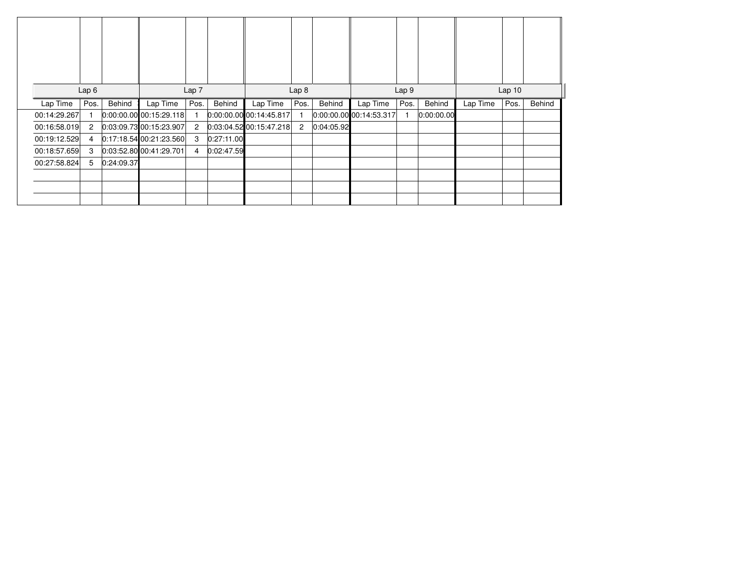| Lap 6 | | | Lap 7 | | | Lap 8 | | | Lap 9 | | | Lap 10 | | |
|---|---|---|---|---|---|---|---|---|---|---|---|---|---|---|
| Lap Time | Pos. | Behind | Lap Time | Pos. | Behind | Lap Time | Pos. | Behind | Lap Time | Pos. | Behind | Lap Time | Pos. | Behind |
| 00:14:29.267 | 1 | 0:00:00.00 | 00:15:29.118 | 1 | 0:00:00.00 | 00:14:45.817 | 1 | 0:00:00.00 | 00:14:53.317 | 1 | 0:00:00.00 | | | |
| 00:16:58.019 | 2 | 0:03:09.73 | 00:15:23.907 | 2 | 0:03:04.52 | 00:15:47.218 | 2 | 0:04:05.92 | | | | | | |
| 00:19:12.529 | 4 | 0:17:18.54 | 00:21:23.560 | 3 | 0:27:11.00 | | | | | | | | | |
| 00:18:57.659 | 3 | 0:03:52.80 | 00:41:29.701 | 4 | 0:02:47.59 | | | | | | | | | |
| 00:27:58.824 | 5 | 0:24:09.37 | | | | | | | | | | | | |
| | | | | | | | | | | | | | | |
| | | | | | | | | | | | | | | |
| | | | | | | | | | | | | | | |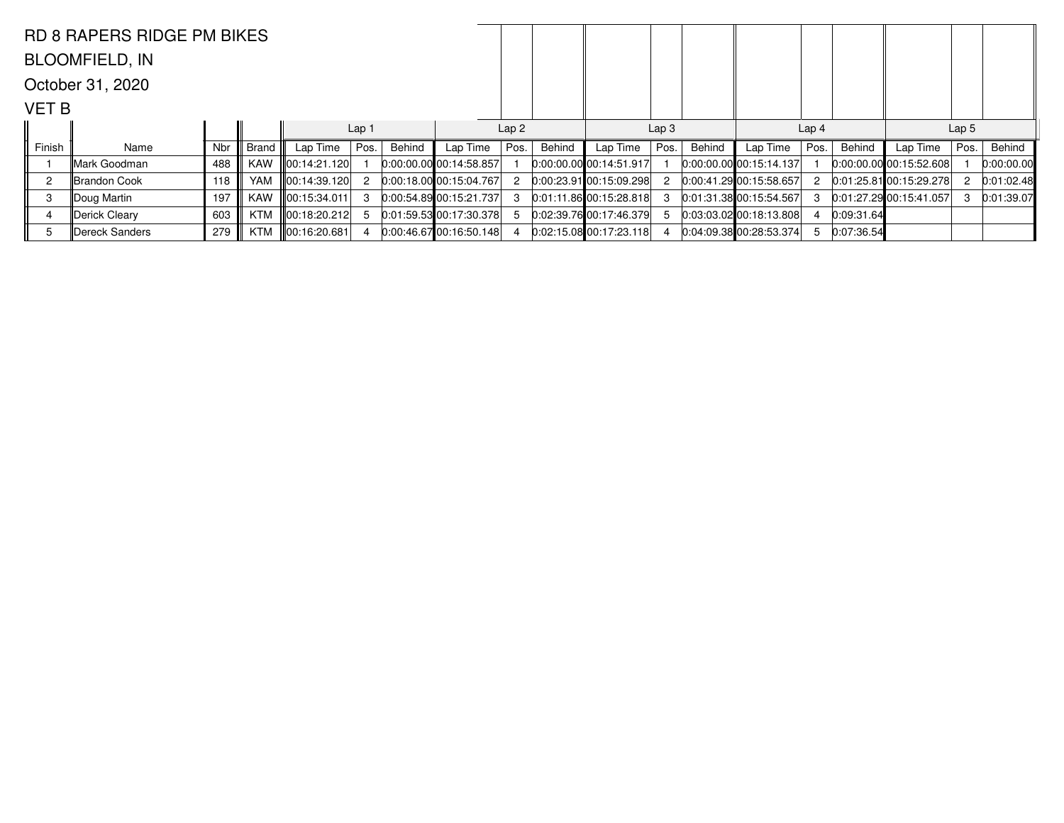RD 8 RAPERS RIDGE PM BIKES

BLOOMFIELD, IN

October 31, 2020

VET B

| | | | | Lap 1 | | | Lap 2 | | | Lap 3 | | | Lap 4 | | | Lap 5 | | |
|---|---|---|---|---|---|---|---|---|---|---|---|---|---|---|---|---|---|---|
| Finish | Name | Nbr | Brand | Lap Time | Pos. | Behind | Lap Time | Pos. | Behind | Lap Time | Pos. | Behind | Lap Time | Pos. | Behind | Lap Time | Pos. | Behind |
| 1 | Mark Goodman | 488 | KAW | 00:14:21.120 | 1 | 0:00:00.00 | 00:14:58.857 | 1 | 0:00:00.00 | 00:14:51.917 | 1 | 0:00:00.00 | 00:15:14.137 | 1 | 0:00:00.00 | 00:15:52.608 | 1 | 0:00:00.00 |
| 2 | Brandon Cook | 118 | YAM | 00:14:39.120 | 2 | 0:00:18.00 | 00:15:04.767 | 2 | 0:00:23.91 | 00:15:09.298 | 2 | 0:00:41.29 | 00:15:58.657 | 2 | 0:01:25.81 | 00:15:29.278 | 2 | 0:01:02.48 |
| 3 | Doug Martin | 197 | KAW | 00:15:34.011 | 3 | 0:00:54.89 | 00:15:21.737 | 3 | 0:01:11.86 | 00:15:28.818 | 3 | 0:01:31.38 | 00:15:54.567 | 3 | 0:01:27.29 | 00:15:41.057 | 3 | 0:01:39.07 |
| 4 | Derick Cleary | 603 | KTM | 00:18:20.212 | 5 | 0:01:59.53 | 00:17:30.378 | 5 | 0:02:39.76 | 00:17:46.379 | 5 | 0:03:03.02 | 00:18:13.808 | 4 | 0:09:31.64 | | | |
| 5 | Dereck Sanders | 279 | KTM | 00:16:20.681 | 4 | 0:00:46.67 | 00:16:50.148 | 4 | 0:02:15.08 | 00:17:23.118 | 4 | 0:04:09.38 | 00:28:53.374 | 5 | 0:07:36.54 | | | |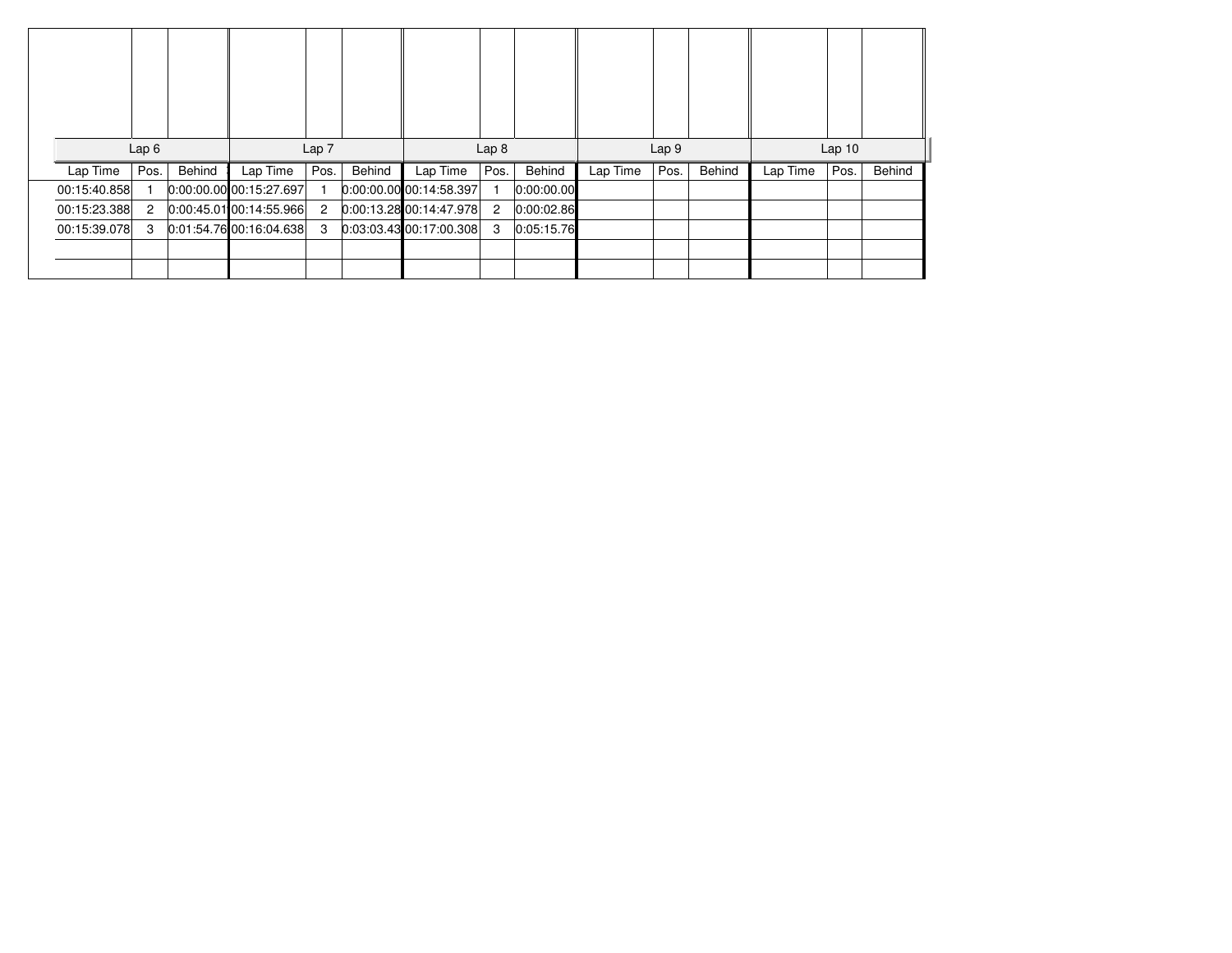| Lap 6 | | | Lap 7 | | | Lap 8 | | | Lap 9 | | | Lap 10 | | |
|---|---|---|---|---|---|---|---|---|---|---|---|---|---|---|
| Lap Time | Pos. | Behind | Lap Time | Pos. | Behind | Lap Time | Pos. | Behind | Lap Time | Pos. | Behind | Lap Time | Pos. | Behind |
| 00:15:40.858 | 1 | 0:00:00.00 | 00:15:27.697 | 1 | 0:00:00.00 | 00:14:58.397 | 1 | 0:00:00.00 | | | | | | |
| 00:15:23.388 | 2 | 0:00:45.01 | 00:14:55.966 | 2 | 0:00:13.28 | 00:14:47.978 | 2 | 0:00:02.86 | | | | | | |
| 00:15:39.078 | 3 | 0:01:54.76 | 00:16:04.638 | 3 | 0:03:03.43 | 00:17:00.308 | 3 | 0:05:15.76 | | | | | | |
| | | | | | | | | | | | | | | |
| | | | | | | | | | | | | | | |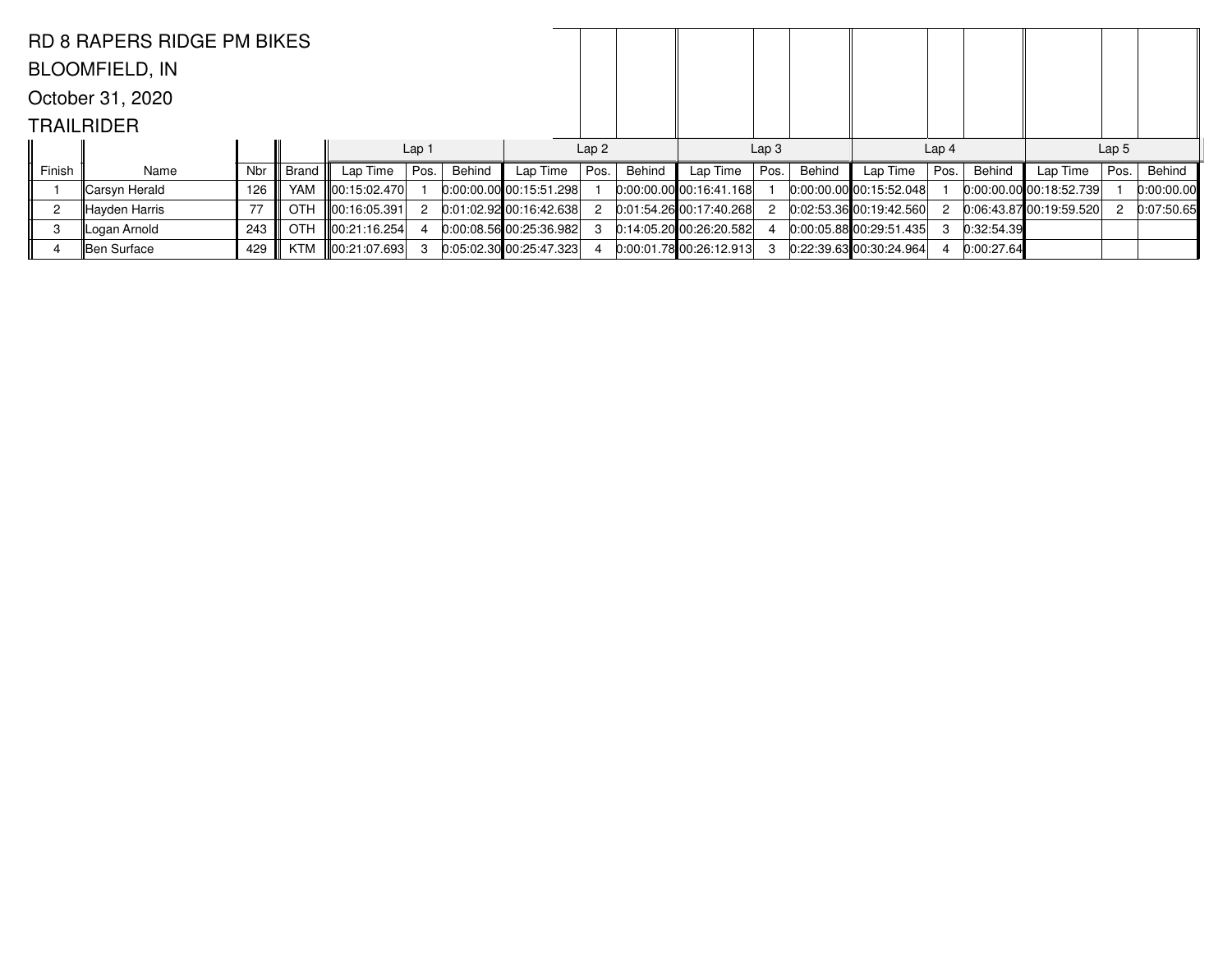RD 8 RAPERS RIDGE PM BIKES

BLOOMFIELD, IN

October 31, 2020

TRAILRIDER

| | | | | Lap 1 | | | Lap 2 | | | Lap 3 | | | Lap 4 | | | Lap 5 | | |
|---|---|---|---|---|---|---|---|---|---|---|---|---|---|---|---|---|---|---|
| Finish | Name | Nbr | Brand | Lap Time | Pos. | Behind | Lap Time | Pos. | Behind | Lap Time | Pos. | Behind | Lap Time | Pos. | Behind | Lap Time | Pos. | Behind |
| 1 | Carsyn Herald | 126 | YAM | 00:15:02.470 | 1 | 0:00:00.00 | 00:15:51.298 | 1 | 0:00:00.00 | 00:16:41.168 | 1 | 0:00:00.00 | 00:15:52.048 | 1 | 0:00:00.00 | 00:18:52.739 | 1 | 0:00:00.00 |
| 2 | Hayden Harris | 77 | OTH | 00:16:05.391 | 2 | 0:01:02.92 | 00:16:42.638 | 2 | 0:01:54.26 | 00:17:40.268 | 2 | 0:02:53.36 | 00:19:42.560 | 2 | 0:06:43.87 | 00:19:59.520 | 2 | 0:07:50.65 |
| 3 | Logan Arnold | 243 | OTH | 00:21:16.254 | 4 | 0:00:08.56 | 00:25:36.982 | 3 | 0:14:05.20 | 00:26:20.582 | 4 | 0:00:05.88 | 00:29:51.435 | 3 | 0:32:54.39 | | | |
| 4 | Ben Surface | 429 | KTM | 00:21:07.693 | 3 | 0:05:02.30 | 00:25:47.323 | 4 | 0:00:01.78 | 00:26:12.913 | 3 | 0:22:39.63 | 00:30:24.964 | 4 | 0:00:27.64 | | | |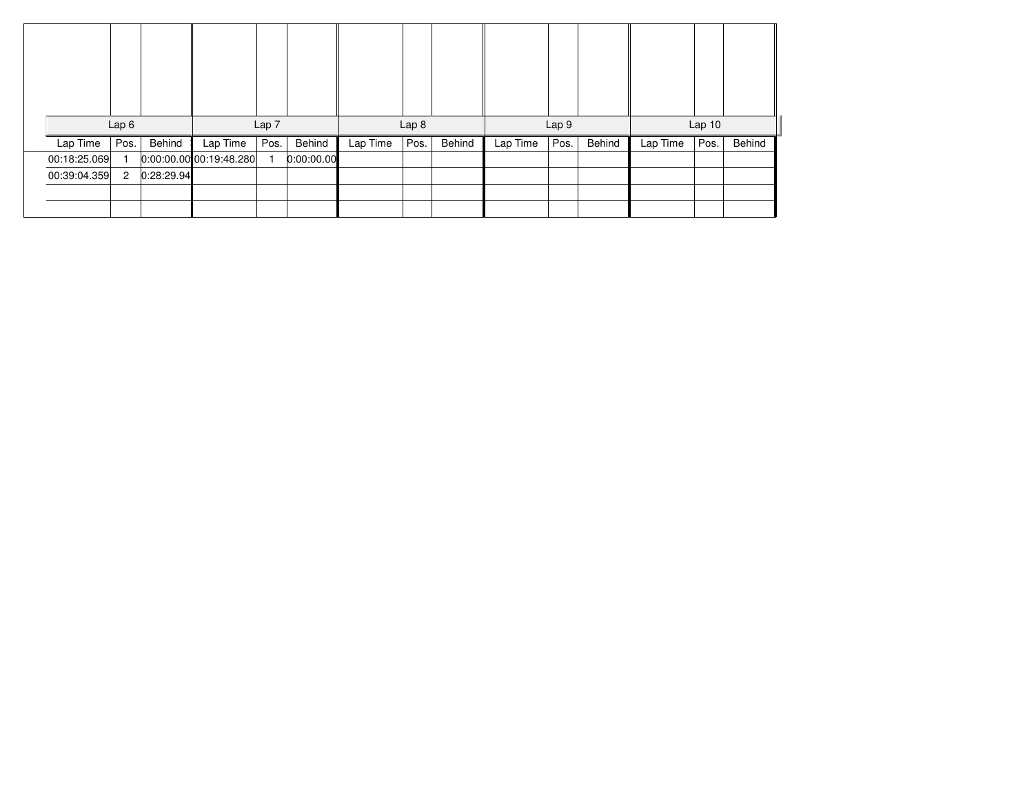| Lap 6 | | | Lap 7 | | | Lap 8 | | | Lap 9 | | | Lap 10 | | |
|---|---|---|---|---|---|---|---|---|---|---|---|---|---|---|
| Lap Time | Pos. | Behind | Lap Time | Pos. | Behind | Lap Time | Pos. | Behind | Lap Time | Pos. | Behind | Lap Time | Pos. | Behind |
| 00:18:25.069 | 1 | 0:00:00.00 | 00:19:48.280 | 1 | 0:00:00.00 | | | | | | | | | |
| 00:39:04.359 | 2 | 0:28:29.94 | | | | | | | | | | | | |
| | | | | | | | | | | | | | | |
| | | | | | | | | | | | | | | |